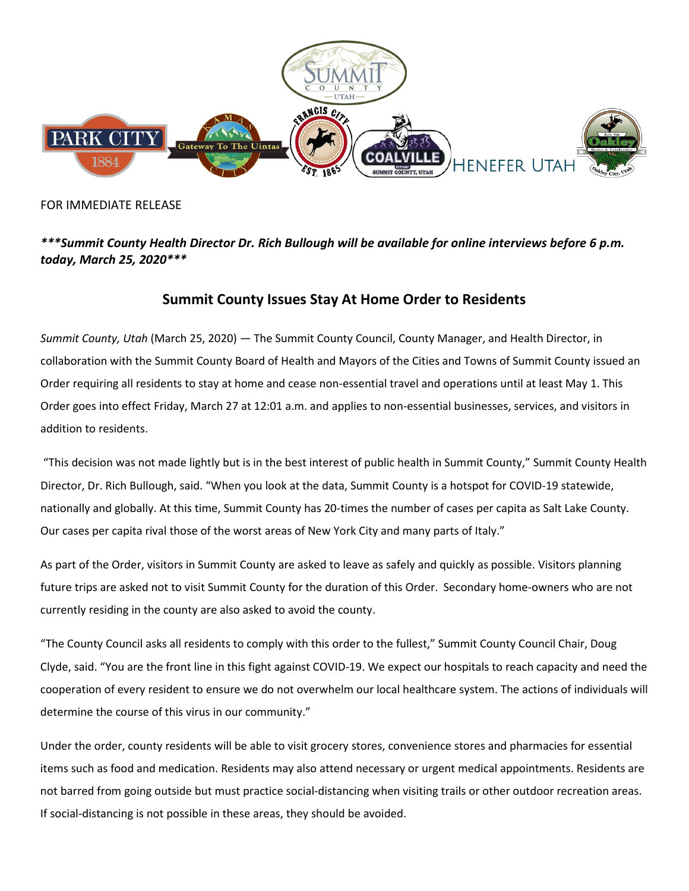FOR IMMEDIATE RELEASE

***\*\*\*Summit County Health Director Dr. Rich Bullough will be available for online interviews before 6 p.m. today, March 25, 2020\*\*\****

## Summit County Issues Stay At Home Order to Residents

*Summit County, Utah* (March 25, 2020) — The Summit County Council, County Manager, and Health Director, in collaboration with the Summit County Board of Health and Mayors of the Cities and Towns of Summit County issued an Order requiring all residents to stay at home and cease non-essential travel and operations until at least May 1. This Order goes into effect Friday, March 27 at 12:01 a.m. and applies to non-essential businesses, services, and visitors in addition to residents.

"This decision was not made lightly but is in the best interest of public health in Summit County," Summit County Health Director, Dr. Rich Bullough, said. "When you look at the data, Summit County is a hotspot for COVID-19 statewide, nationally and globally. At this time, Summit County has 20-times the number of cases per capita as Salt Lake County. Our cases per capita rival those of the worst areas of New York City and many parts of Italy."

As part of the Order, visitors in Summit County are asked to leave as safely and quickly as possible. Visitors planning future trips are asked not to visit Summit County for the duration of this Order. Secondary home-owners who are not currently residing in the county are also asked to avoid the county.

"The County Council asks all residents to comply with this order to the fullest," Summit County Council Chair, Doug Clyde, said. "You are the front line in this fight against COVID-19. We expect our hospitals to reach capacity and need the cooperation of every resident to ensure we do not overwhelm our local healthcare system. The actions of individuals will determine the course of this virus in our community."

Under the order, county residents will be able to visit grocery stores, convenience stores and pharmacies for essential items such as food and medication. Residents may also attend necessary or urgent medical appointments. Residents are not barred from going outside but must practice social-distancing when visiting trails or other outdoor recreation areas. If social-distancing is not possible in these areas, they should be avoided.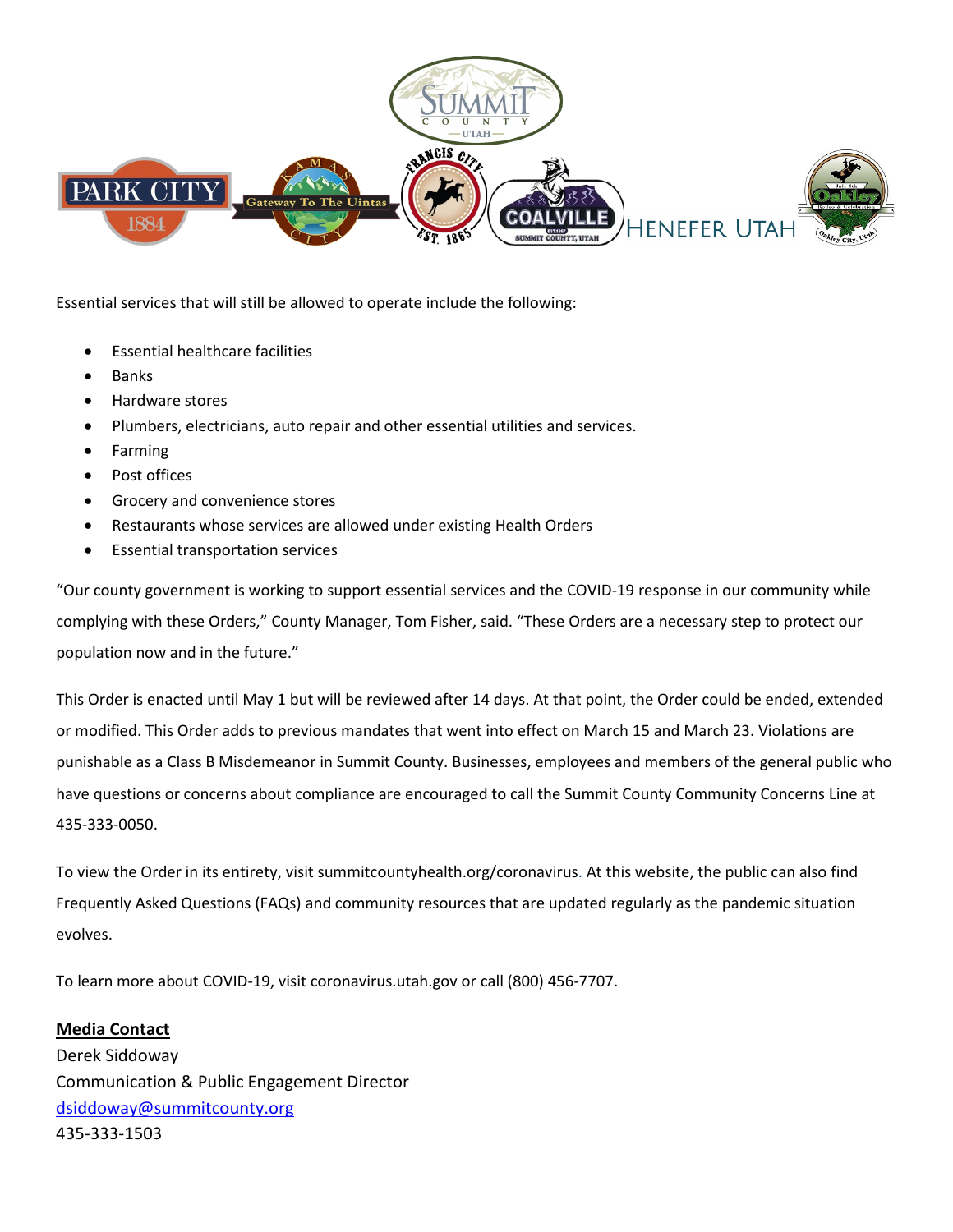Essential services that will still be allowed to operate include the following:

- Essential healthcare facilities
- Banks
- Hardware stores
- Plumbers, electricians, auto repair and other essential utilities and services.
- Farming
- Post offices
- Grocery and convenience stores
- Restaurants whose services are allowed under existing Health Orders
- Essential transportation services

"Our county government is working to support essential services and the COVID-19 response in our community while complying with these Orders," County Manager, Tom Fisher, said. "These Orders are a necessary step to protect our population now and in the future."

This Order is enacted until May 1 but will be reviewed after 14 days. At that point, the Order could be ended, extended or modified. This Order adds to previous mandates that went into effect on March 15 and March 23. Violations are punishable as a Class B Misdemeanor in Summit County. Businesses, employees and members of the general public who have questions or concerns about compliance are encouraged to call the Summit County Community Concerns Line at 435-333-0050.

To view the Order in its entirety, visit summitcountyhealth.org/coronavirus. At this website, the public can also find Frequently Asked Questions (FAQs) and community resources that are updated regularly as the pandemic situation evolves.

To learn more about COVID-19, visit coronavirus.utah.gov or call (800) 456-7707.

**Media Contact**
Derek Siddoway
Communication & Public Engagement Director
dsiddoway@summitcounty.org
435-333-1503